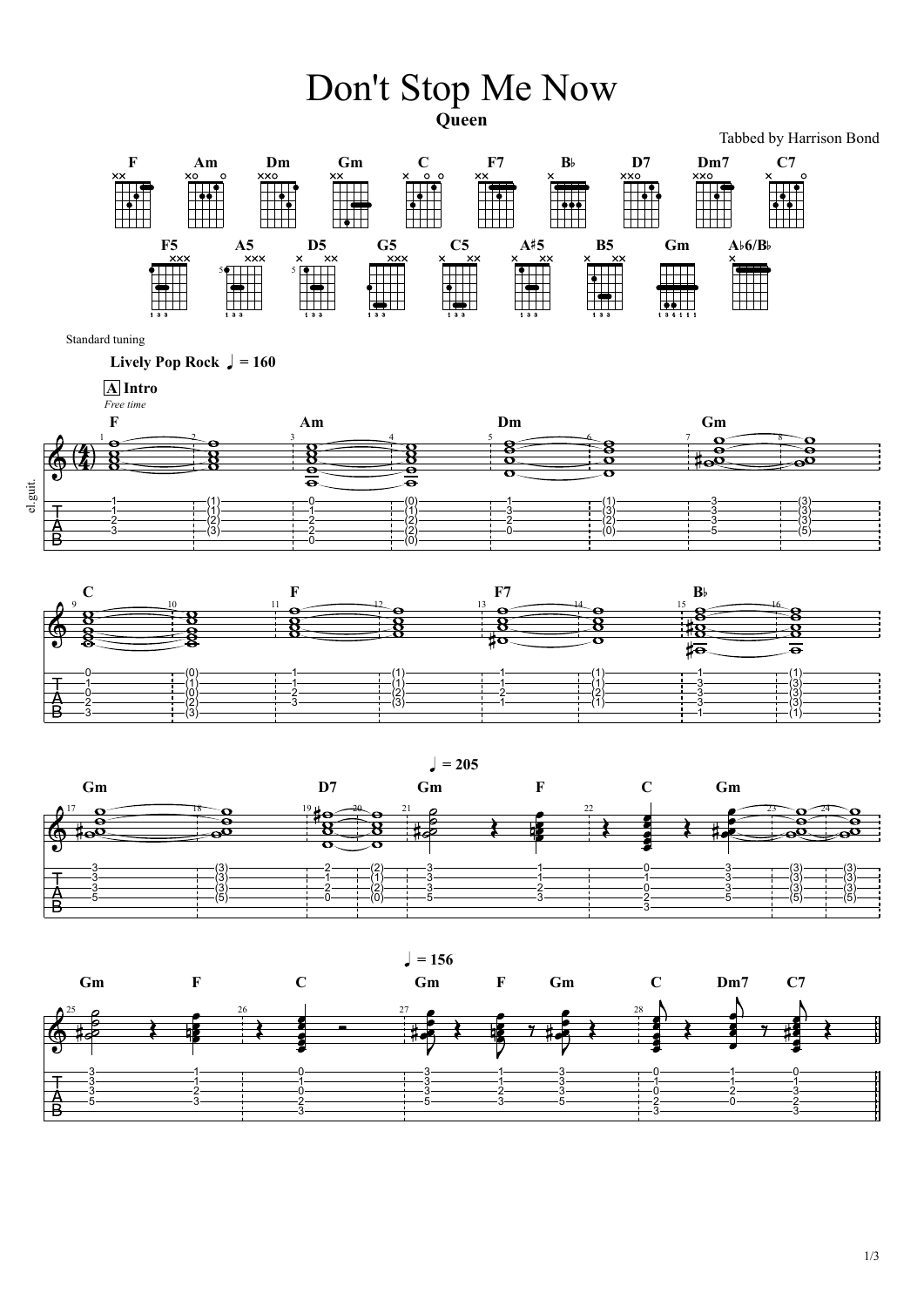# Don't Stop Me Now

**Queen**

Tabbed by Harrison Bond

Standard tuning

**Lively Pop Rock** ♩ = 160

**A Intro**

*Free time*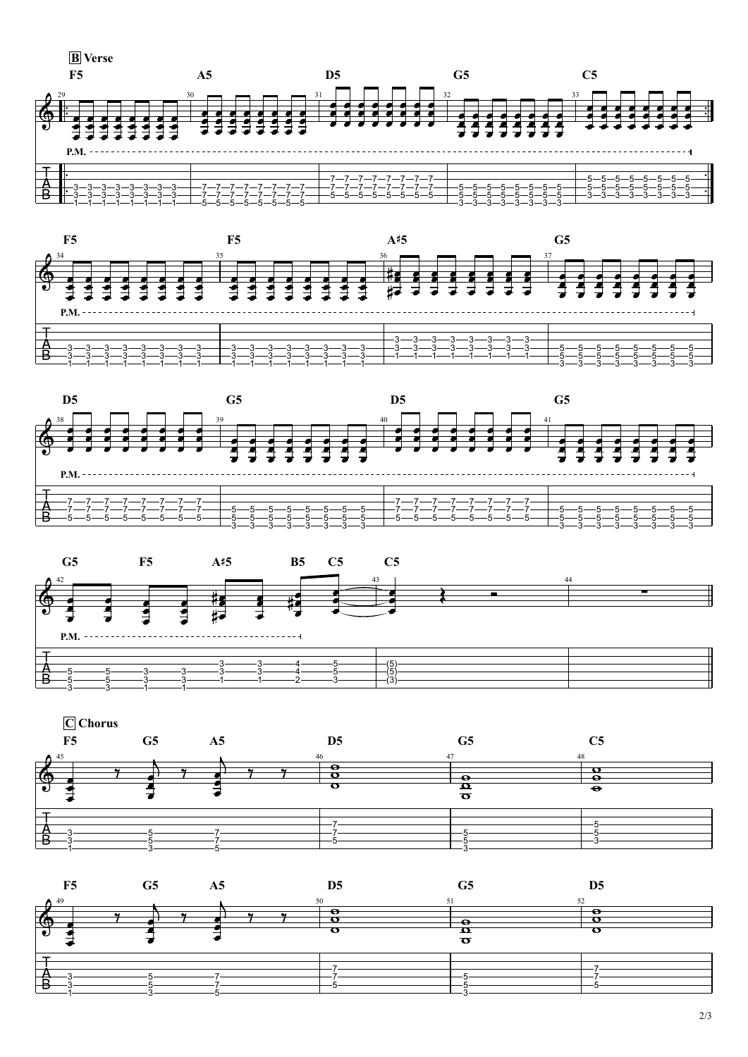B Verse

F5 A5 D5 G5 C5

P.M.

F5 F5 A♯5 G5

P.M.

D5 G5 D5 G5

P.M.

G5 F5 A♯5 B5 C5 C5

P.M.

C Chorus

F5 G5 A5 D5 G5 C5

F5 G5 A5 D5 G5 D5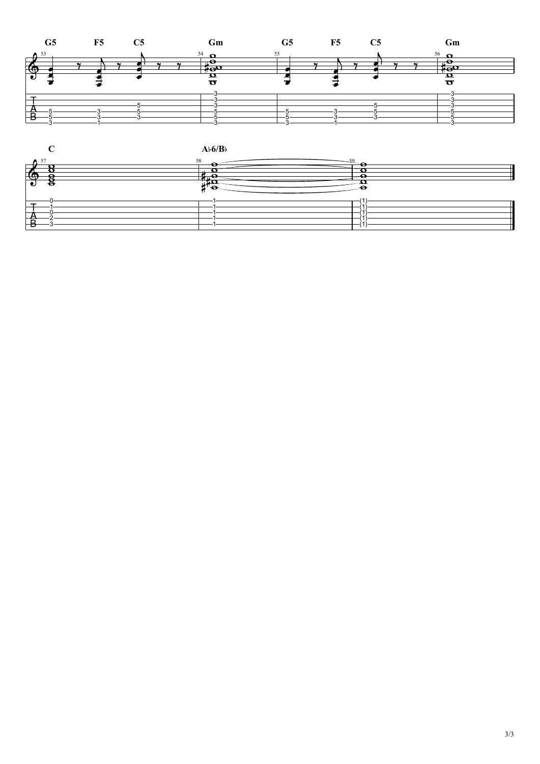G5 F5 C5 Gm G5 F5 C5 Gm

53 54 55 56

C A♭6/B♭

57 58 59